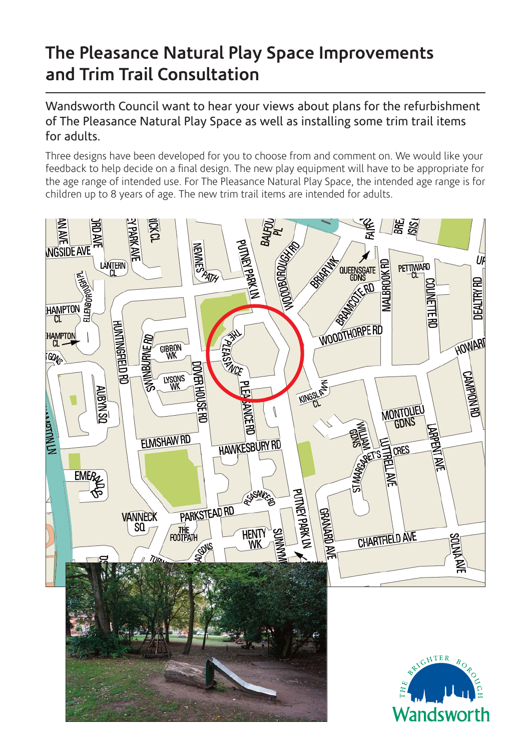# The Pleasance Natural Play Space Improvements and Trim Trail Consultation

Wandsworth Council want to hear your views about plans for the refurbishment of The Pleasance Natural Play Space as well as installing some trim trail items for adults.

Three designs have been developed for you to choose from and comment on. We would like your feedback to help decide on a final design. The new play equipment will have to be appropriate for the age range of intended use. For The Pleasance Natural Play Space, the intended age range is for children up to 8 years of age. The new trim trail items are intended for adults.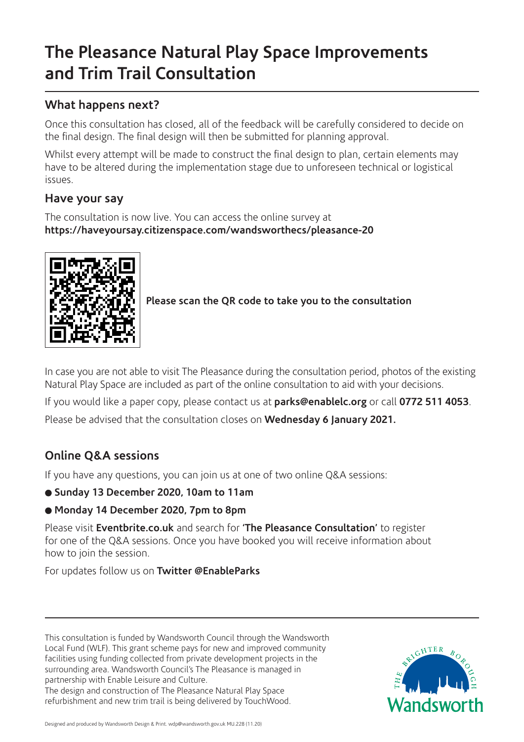# The Pleasance Natural Play Space Improvements and Trim Trail Consultation

## What happens next?

Once this consultation has closed, all of the feedback will be carefully considered to decide on the final design. The final design will then be submitted for planning approval.

Whilst every attempt will be made to construct the final design to plan, certain elements may have to be altered during the implementation stage due to unforeseen technical or logistical issues.

## Have your say

The consultation is now live. You can access the online survey at
**https://haveyoursay.citizenspace.com/wandsworthecs/pleasance-20**

**Please scan the QR code to take you to the consultation**

In case you are not able to visit The Pleasance during the consultation period, photos of the existing Natural Play Space are included as part of the online consultation to aid with your decisions.

If you would like a paper copy, please contact us at **parks@enablelc.org** or call **0772 511 4053**.

Please be advised that the consultation closes on **Wednesday 6 January 2021.**

## Online Q&A sessions

If you have any questions, you can join us at one of two online Q&A sessions:

- **Sunday 13 December 2020, 10am to 11am**
- **Monday 14 December 2020, 7pm to 8pm**

Please visit **Eventbrite.co.uk** and search for **'The Pleasance Consultation'** to register for one of the Q&A sessions. Once you have booked you will receive information about how to join the session.

For updates follow us on **Twitter @EnableParks**

This consultation is funded by Wandsworth Council through the Wandsworth Local Fund (WLF). This grant scheme pays for new and improved community facilities using funding collected from private development projects in the surrounding area. Wandsworth Council's The Pleasance is managed in partnership with Enable Leisure and Culture.
The design and construction of The Pleasance Natural Play Space refurbishment and new trim trail is being delivered by TouchWood.

THE BRIGHTER BOROUGH
Wandsworth

Designed and produced by Wandsworth Design & Print. wdp@wandsworth.gov.uk MU.228 (11.20)